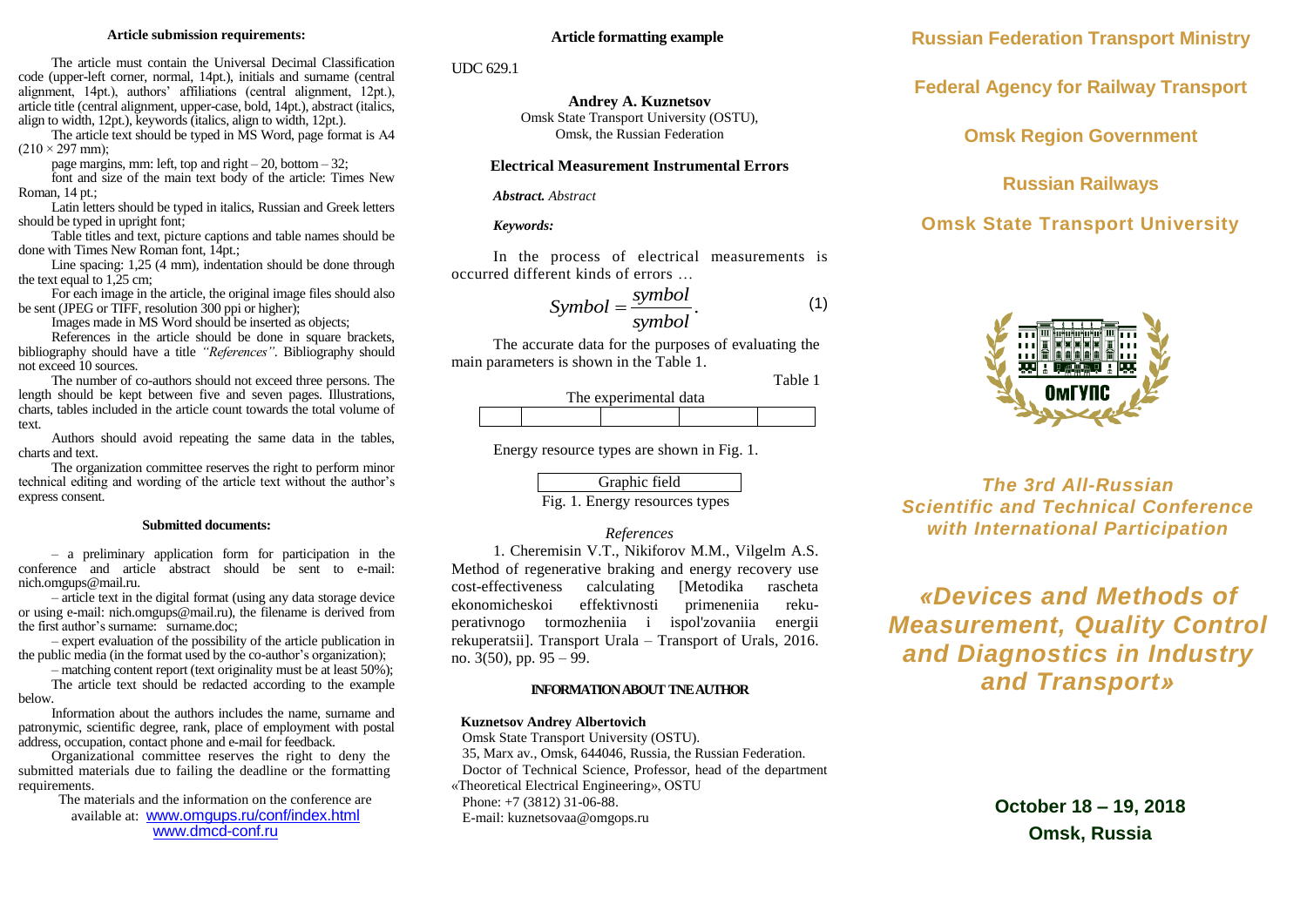## Article submission requirements:

The article must contain the Universal Decimal Classification code (upper-left corner, normal, 14pt.), initials and surname (central alignment, 14pt.), authors' affiliations (central alignment, 12pt.), article title (central alignment, upper-case, bold, 14pt.), abstract (italics, align to width, 12pt.), keywords (italics, align to width, 12pt.).

The article text should be typed in MS Word, page format is A4 $(210 \times 297$ mm);

page margins, mm: left, top and right – 20, bottom – 32;

font and size of the main text body of the article: Times New Roman, 14 pt.;

Latin letters should be typed in italics, Russian and Greek letters should be typed in upright font;

Table titles and text, picture captions and table names should be done with Times New Roman font, 14pt.;

Line spacing: 1,25 (4 mm), indentation should be done through the text equal to 1,25 cm;

For each image in the article, the original image files should also be sent (JPEG or TIFF, resolution 300 ppi or higher);

Images made in MS Word should be inserted as objects;

References in the article should be done in square brackets, bibliography should have a title *"References"*. Bibliography should not exceed 10 sources.

The number of co-authors should not exceed three persons. The length should be kept between five and seven pages. Illustrations, charts, tables included in the article count towards the total volume of text.

Authors should avoid repeating the same data in the tables, charts and text.

The organization committee reserves the right to perform minor technical editing and wording of the article text without the author's express consent.

## Submitted documents:

– a preliminary application form for participation in the conference and article abstract should be sent to e-mail: nich.omgups@mail.ru.

– article text in the digital format (using any data storage device or using e-mail: nich.omgups@mail.ru), the filename is derived from the first author's surname: surname.doc;

– expert evaluation of the possibility of the article publication in the public media (in the format used by the co-author's organization);

– matching content report (text originality must be at least 50%);

The article text should be redacted according to the example below.

Information about the authors includes the name, surname and patronymic, scientific degree, rank, place of employment with postal address, occupation, contact phone and e-mail for feedback.

Organizational committee reserves the right to deny the submitted materials due to failing the deadline or the formatting requirements.

The materials and the information on the conference are available at: www.omgups.ru/conf/index.html www.dmcd-conf.ru

## Article formatting example

UDC 629.1

**Andrey A. Kuznetsov**
Omsk State Transport University (OSTU),
Omsk, the Russian Federation

**Electrical Measurement Instrumental Errors**

***Abstract.*** *Abstract*

***Keywords:***

In the process of electrical measurements is occurred different kinds of errors …

$$Symbol = \frac{symbol}{symbol}. \qquad (1)$$

The accurate data for the purposes of evaluating the main parameters is shown in the Table 1.

Table 1

The experimental data

| | | | | |
|---|---|---|---|---|
| | | | | |

Energy resource types are shown in Fig. 1.

Graphic field

Fig. 1. Energy resources types

*References*

1. Cheremisin V.T., Nikiforov M.M., Vilgelm A.S. Method of regenerative braking and energy recovery use cost-effectiveness calculating [Metodika rascheta ekonomicheskoi effektivnosti primeneniia rekuperativnogo tormozheniia i ispol'zovaniia energii rekuperatsii]. Transport Urala – Transport of Urals, 2016. no. 3(50), pp. 95 – 99.

**INFORMATION ABOUT TNE AUTHOR**

**Kuznetsov Andrey Albertovich**
Omsk State Transport University (OSTU).
35, Marx av., Omsk, 644046, Russia, the Russian Federation.
Doctor of Technical Science, Professor, head of the department «Theoretical Electrical Engineering», OSTU
Phone: +7 (3812) 31-06-88.
E-mail: kuznetsovaa@omgops.ru

**Russian Federation Transport Ministry**

**Federal Agency for Railway Transport**

**Omsk Region Government**

**Russian Railways**

**Omsk State Transport University**

ОмГУПС

***The 3rd All-Russian Scientific and Technical Conference with International Participation***

# *«Devices and Methods of Measurement, Quality Control and Diagnostics in Industry and Transport»*

**October 18 – 19, 2018**
**Omsk, Russia**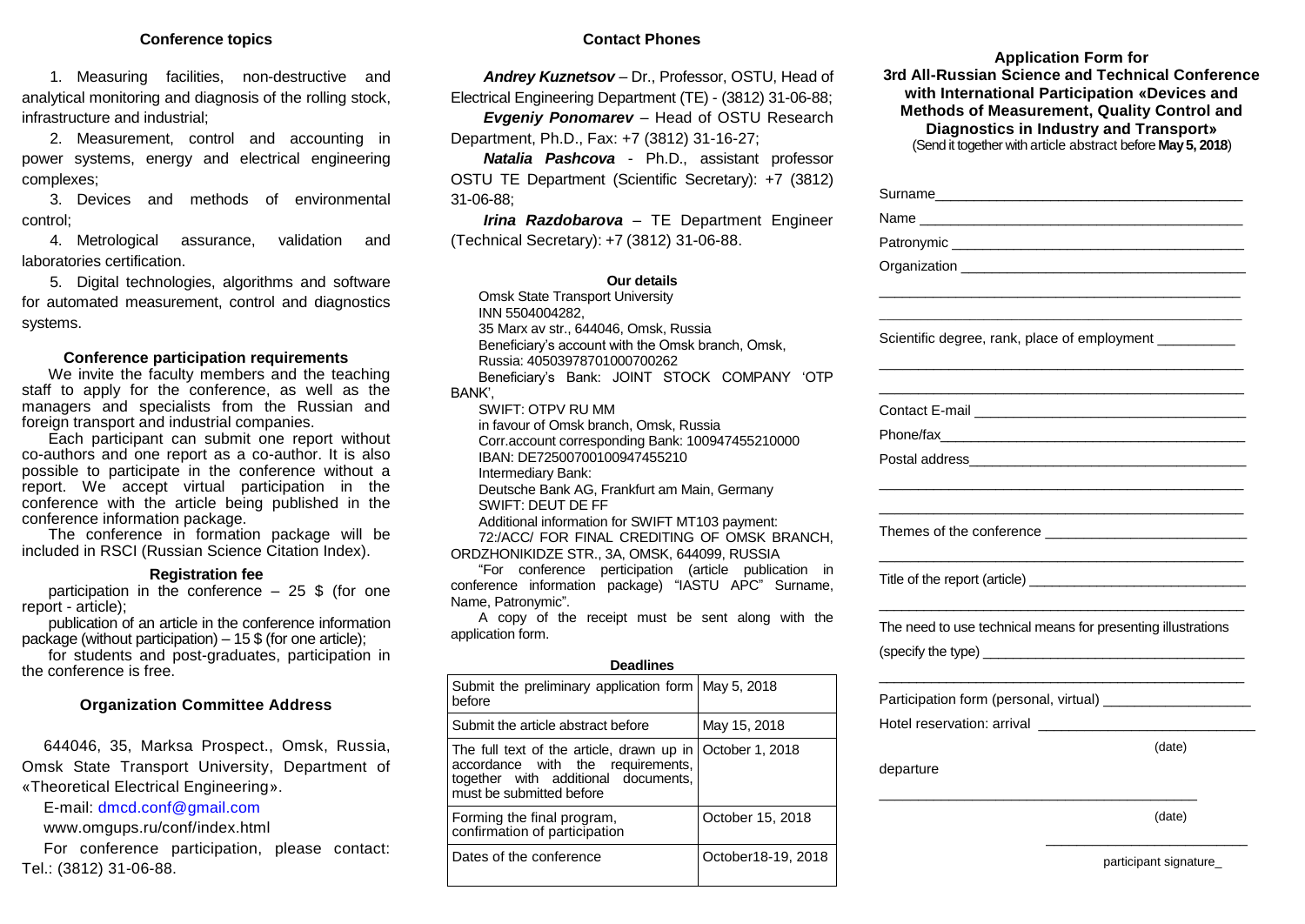### Conference topics

1. Measuring facilities, non-destructive and analytical monitoring and diagnosis of the rolling stock, infrastructure and industrial;

2. Measurement, control and accounting in power systems, energy and electrical engineering complexes;

3. Devices and methods of environmental control;

4. Metrological assurance, validation and laboratories certification.

5. Digital technologies, algorithms and software for automated measurement, control and diagnostics systems.

### Conference participation requirements

We invite the faculty members and the teaching staff to apply for the conference, as well as the managers and specialists from the Russian and foreign transport and industrial companies.

Each participant can submit one report without co-authors and one report as a co-author. It is also possible to participate in the conference without a report. We accept virtual participation in the conference with the article being published in the conference information package.

The conference in formation package will be included in RSCI (Russian Science Citation Index).

### Registration fee

participation in the conference – 25 $ (for one report - article);

publication of an article in the conference information package (without participation) – 15 $ (for one article);

for students and post-graduates, participation in the conference is free.

### Organization Committee Address

644046, 35, Marksa Prospect., Omsk, Russia, Omsk State Transport University, Department of «Theoretical Electrical Engineering».

E-mail: dmcd.conf@gmail.com

www.omgups.ru/conf/index.html

For conference participation, please contact: Tel.: (3812) 31-06-88.

### Contact Phones

***Andrey Kuznetsov*** – Dr., Professor, OSTU, Head of Electrical Engineering Department (TE) - (3812) 31-06-88;

***Evgeniy Ponomarev*** – Head of OSTU Research Department, Ph.D., Fax: +7 (3812) 31-16-27;

***Natalia Pashcova*** - Ph.D., assistant professor OSTU TE Department (Scientific Secretary): +7 (3812) 31-06-88;

***Irina Razdobarova*** – TE Department Engineer (Technical Secretary): +7 (3812) 31-06-88.

#### Our details

Omsk State Transport University
INN 5504004282,
35 Marx av str., 644046, Omsk, Russia
Beneficiary's account with the Omsk branch, Omsk, Russia: 40503978701000700262
Beneficiary's Bank: JOINT STOCK COMPANY 'OTP BANK',
SWIFT: OTPV RU MM
in favour of Omsk branch, Omsk, Russia
Corr.account corresponding Bank: 100947455210000
IBAN: DE72500700100947455210
Intermediary Bank:
Deutsche Bank AG, Frankfurt am Main, Germany
SWIFT: DEUT DE FF
Additional information for SWIFT MT103 payment:
72:/ACC/ FOR FINAL CREDITING OF OMSK BRANCH, ORDZHONIKIDZE STR., 3A, OMSK, 644099, RUSSIA

"For conference perticipation (article publication in conference information package) "IASTU APC" Surname, Name, Patronymic".

A copy of the receipt must be sent along with the application form.

#### Deadlines

| | |
|---|---|
| Submit the preliminary application form before | May 5, 2018 |
| Submit the article abstract before | May 15, 2018 |
| The full text of the article, drawn up in accordance with the requirements, together with additional documents, must be submitted before | October 1, 2018 |
| Forming the final program, confirmation of participation | October 15, 2018 |
| Dates of the conference | October18-19, 2018 |

### Application Form for 3rd All-Russian Science and Technical Conference with International Participation «Devices and Methods of Measurement, Quality Control and Diagnostics in Industry and Transport»

(Send it together with article abstract before **May 5, 2018**)

Surname_______________________________________

Name _________________________________________

Patronymic _____________________________________

Organization ____________________________________

_______________________________________________

_______________________________________________

Scientific degree, rank, place of employment __________

_______________________________________________

_______________________________________________

Contact E-mail __________________________________

Phone/fax______________________________________

Postal address___________________________________

_______________________________________________

_______________________________________________

Themes of the conference __________________________

_______________________________________________

Title of the report (article) _________________________

_______________________________________________

The need to use technical means for presenting illustrations

(specify the type) _________________________________

_______________________________________________

Participation form (personal, virtual) __________________

Hotel reservation: arrival ___________________________

(date)

departure

_______________________________________

(date)

_________________________

participant signature_